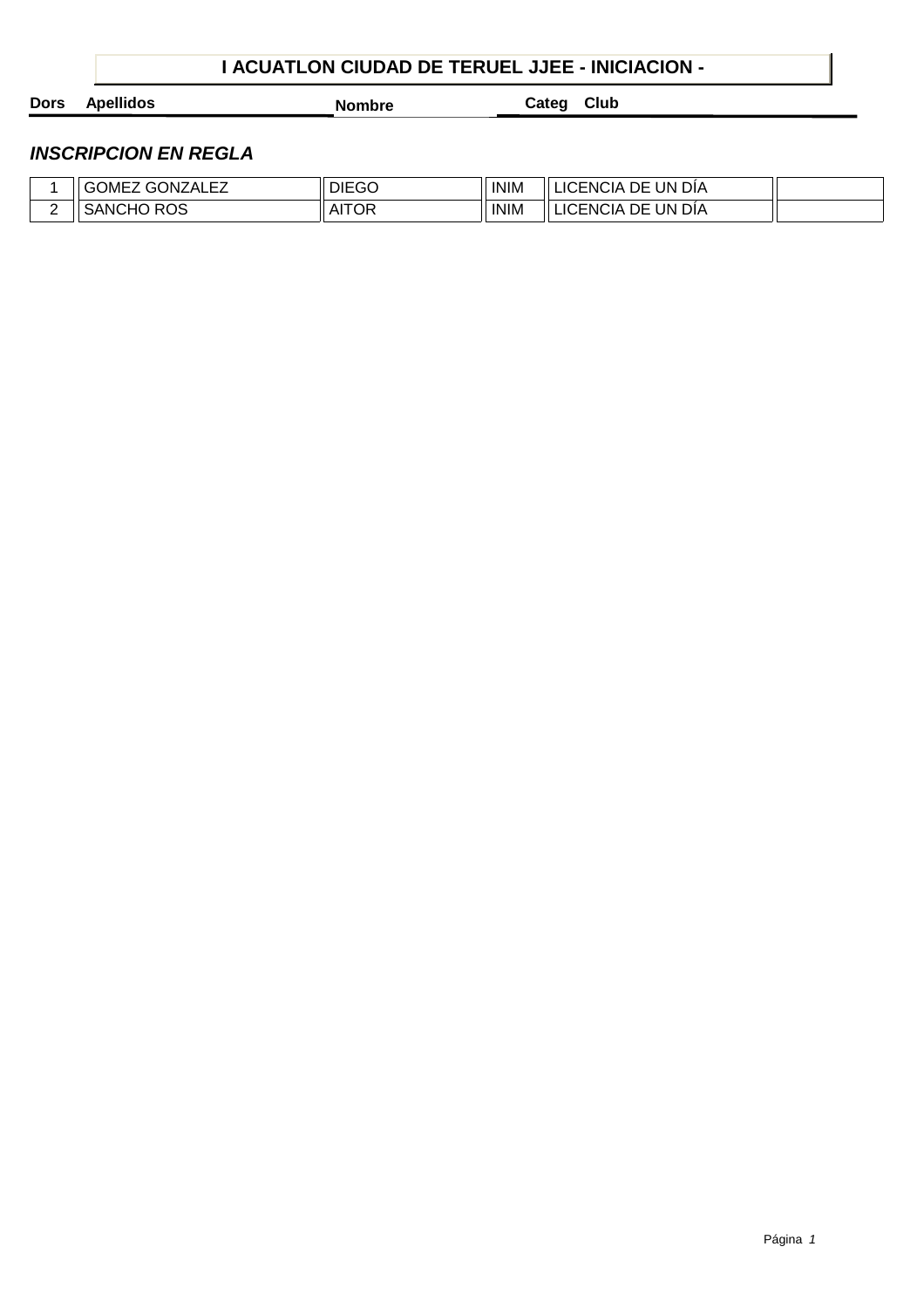# I ACUATLON CIUDAD DE TERUEL JJEE - INICIACION -

***INSCRIPCION EN REGLA***

| Dors | Apellidos | Nombre | Categ | Club | |
|---|---|---|---|---|---|
| 1 | GOMEZ GONZALEZ | DIEGO | INIM | LICENCIA DE UN DÍA | |
| 2 | SANCHO ROS | AITOR | INIM | LICENCIA DE UN DÍA | |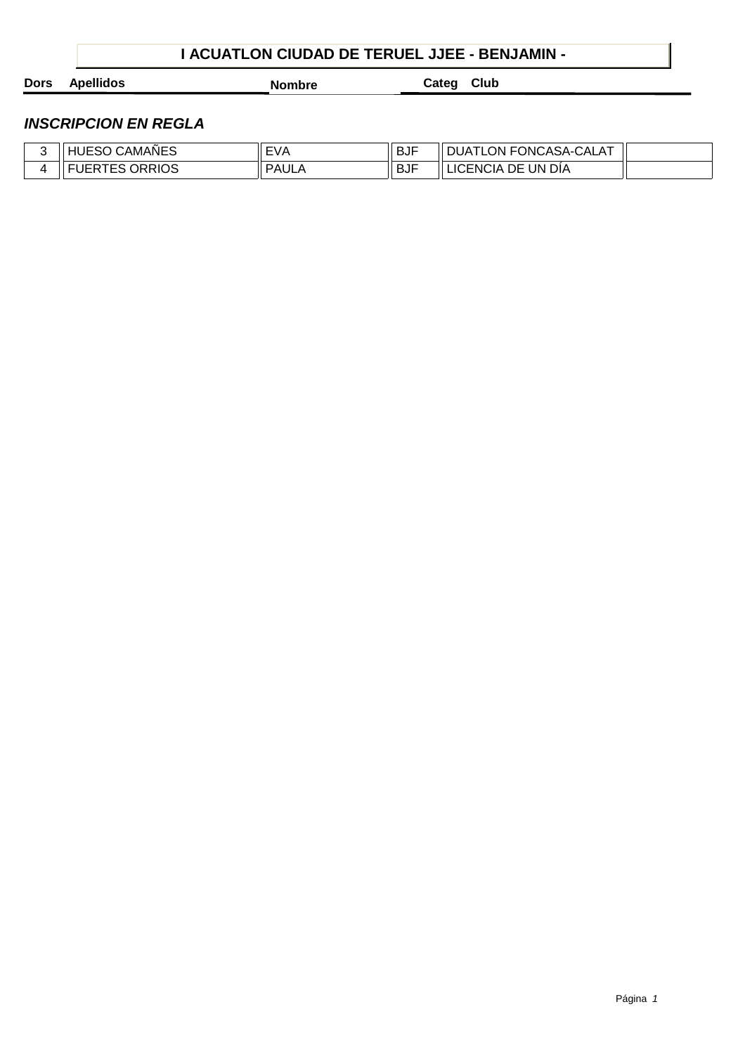# I ACUATLON CIUDAD DE TERUEL JJEE - BENJAMIN -

### *INSCRIPCION EN REGLA*

| Dors | Apellidos | Nombre | Categ | Club | |
|---|---|---|---|---|---|
| 3 | HUESO CAMAÑES | EVA | BJF | DUATLON FONCASA-CALAT | |
| 4 | FUERTES ORRIOS | PAULA | BJF | LICENCIA DE UN DÍA | |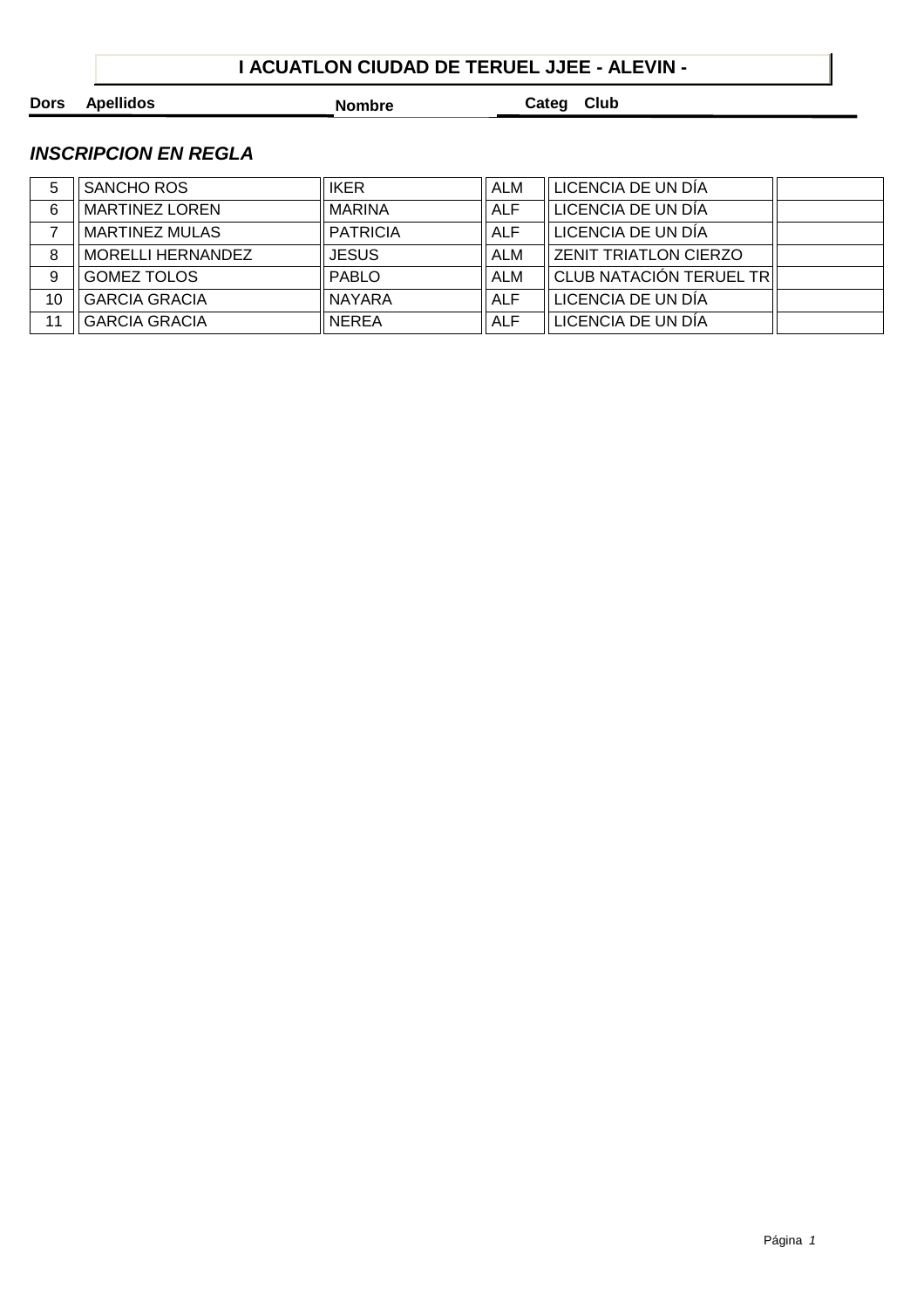# I ACUATLON CIUDAD DE TERUEL JJEE - ALEVIN -

### *INSCRIPCION EN REGLA*

| Dors | Apellidos | Nombre | Categ | Club | |
|---|---|---|---|---|---|
| 5 | SANCHO ROS | IKER | ALM | LICENCIA DE UN DÍA | |
| 6 | MARTINEZ LOREN | MARINA | ALF | LICENCIA DE UN DÍA | |
| 7 | MARTINEZ MULAS | PATRICIA | ALF | LICENCIA DE UN DÍA | |
| 8 | MORELLI HERNANDEZ | JESUS | ALM | ZENIT TRIATLON CIERZO | |
| 9 | GOMEZ TOLOS | PABLO | ALM | CLUB NATACIÓN TERUEL TR | |
| 10 | GARCIA GRACIA | NAYARA | ALF | LICENCIA DE UN DÍA | |
| 11 | GARCIA GRACIA | NEREA | ALF | LICENCIA DE UN DÍA | |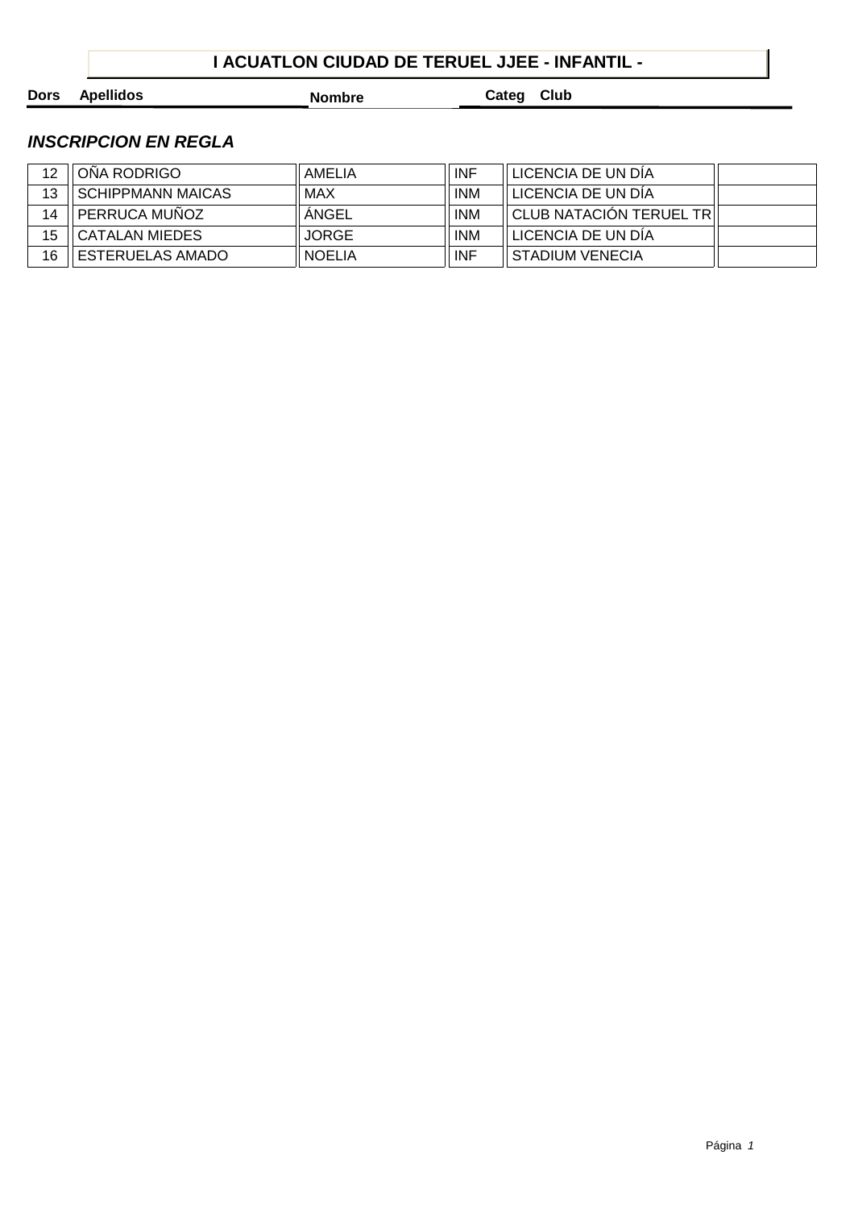# I ACUATLON CIUDAD DE TERUEL JJEE - INFANTIL -

### *INSCRIPCION EN REGLA*

| Dors | Apellidos | Nombre | Categ | Club | |
|---|---|---|---|---|---|
| 12 | OÑA RODRIGO | AMELIA | INF | LICENCIA DE UN DÍA | |
| 13 | SCHIPPMANN MAICAS | MAX | INM | LICENCIA DE UN DÍA | |
| 14 | PERRUCA MUÑOZ | ÁNGEL | INM | CLUB NATACIÓN TERUEL TR | |
| 15 | CATALAN MIEDES | JORGE | INM | LICENCIA DE UN DÍA | |
| 16 | ESTERUELAS AMADO | NOELIA | INF | STADIUM VENECIA | |